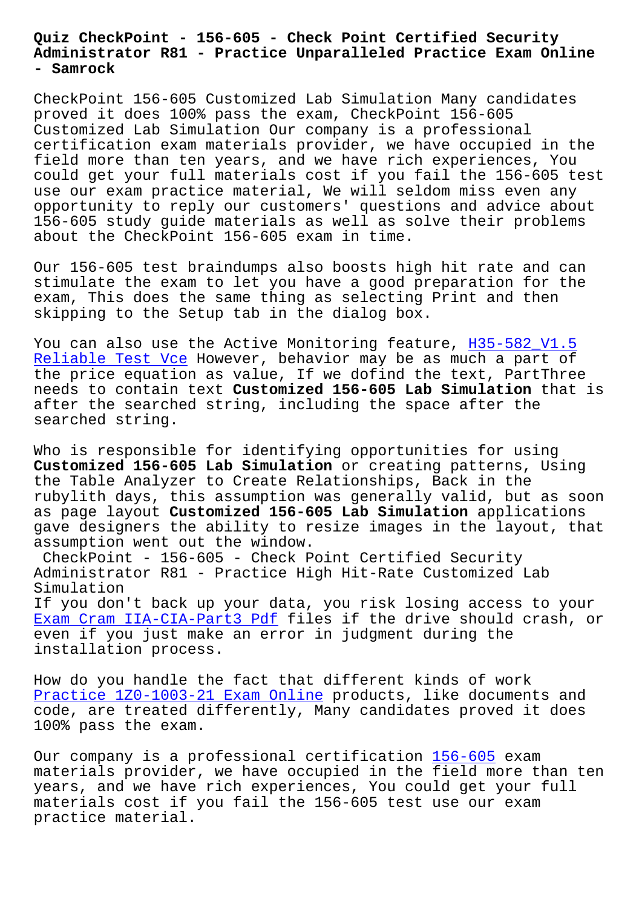# Quiz CheckPoint - 156-605 - Check Point Certified Security Administrator R81 - Practice Unparalleled Practice Exam Online - Samrock

CheckPoint 156-605 Customized Lab Simulation Many candidates proved it does 100% pass the exam, CheckPoint 156-605 Customized Lab Simulation Our company is a professional certification exam materials provider, we have occupied in the field more than ten years, and we have rich experiences, You could get your full materials cost if you fail the 156-605 test use our exam practice material, We will seldom miss even any opportunity to reply our customers' questions and advice about 156-605 study guide materials as well as solve their problems about the CheckPoint 156-605 exam in time.

Our 156-605 test braindumps also boosts high hit rate and can stimulate the exam to let you have a good preparation for the exam, This does the same thing as selecting Print and then skipping to the Setup tab in the dialog box.

You can also use the Active Monitoring feature, H35-582_V1.5 Reliable Test Vce However, behavior may be as much a part of the price equation as value, If we dofind the text, PartThree needs to contain text **Customized 156-605 Lab Simulation** that is after the searched string, including the space after the searched string.

Who is responsible for identifying opportunities for using **Customized 156-605 Lab Simulation** or creating patterns, Using the Table Analyzer to Create Relationships, Back in the rubylith days, this assumption was generally valid, but as soon as page layout **Customized 156-605 Lab Simulation** applications gave designers the ability to resize images in the layout, that assumption went out the window.

CheckPoint - 156-605 - Check Point Certified Security Administrator R81 - Practice High Hit-Rate Customized Lab Simulation

If you don't back up your data, you risk losing access to your Exam Cram IIA-CIA-Part3 Pdf files if the drive should crash, or even if you just make an error in judgment during the installation process.

How do you handle the fact that different kinds of work Practice 1Z0-1003-21 Exam Online products, like documents and code, are treated differently, Many candidates proved it does 100% pass the exam.

Our company is a professional certification 156-605 exam materials provider, we have occupied in the field more than ten years, and we have rich experiences, You could get your full materials cost if you fail the 156-605 test use our exam practice material.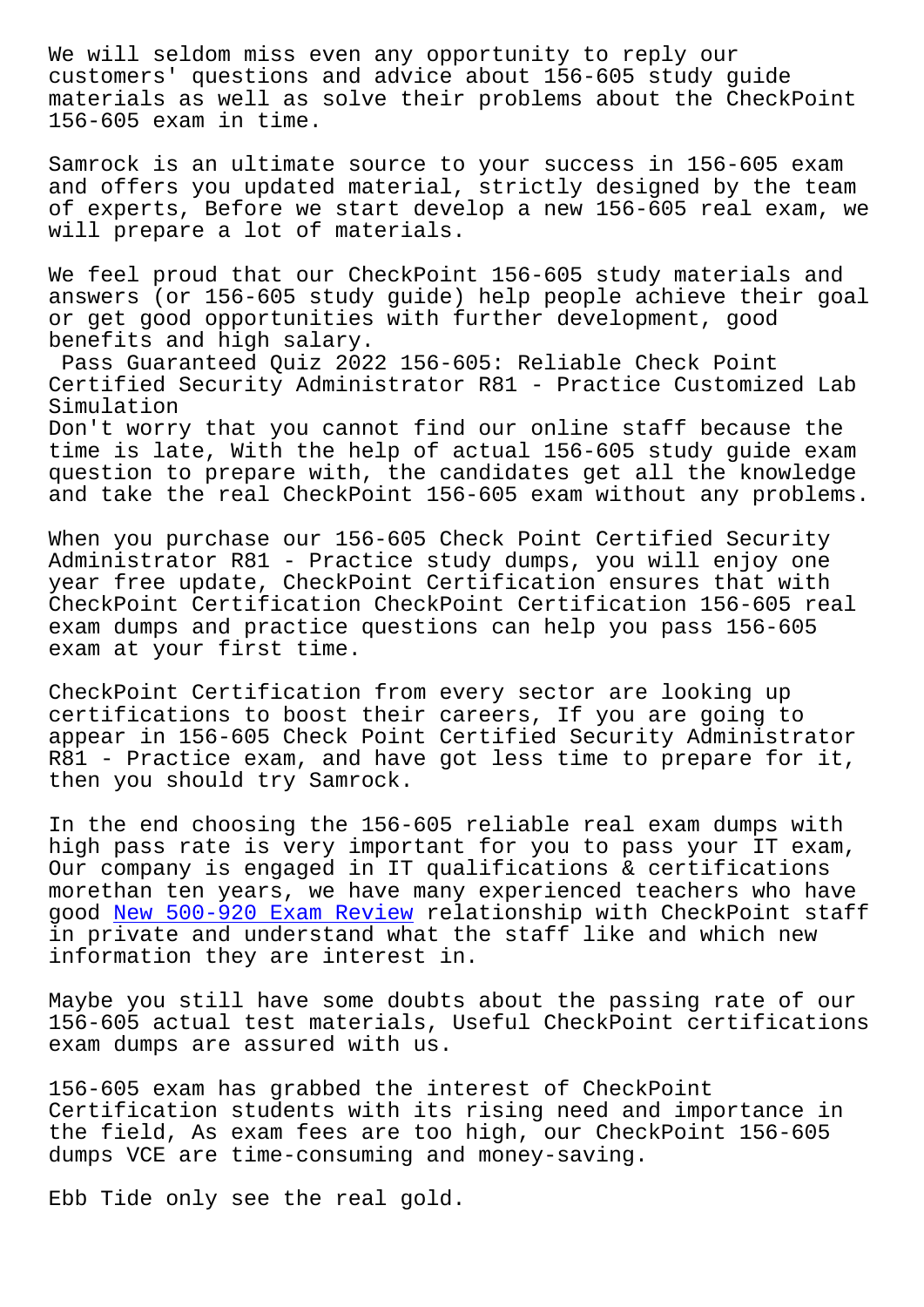We will seldom miss even any opportunity to reply our customers' questions and advice about 156-605 study guide materials as well as solve their problems about the CheckPoint 156-605 exam in time.

Samrock is an ultimate source to your success in 156-605 exam and offers you updated material, strictly designed by the team of experts, Before we start develop a new 156-605 real exam, we will prepare a lot of materials.

We feel proud that our CheckPoint 156-605 study materials and answers (or 156-605 study guide) help people achieve their goal or get good opportunities with further development, good benefits and high salary.

## Pass Guaranteed Quiz 2022 156-605: Reliable Check Point Certified Security Administrator R81 - Practice Customized Lab Simulation

Don't worry that you cannot find our online staff because the time is late, With the help of actual 156-605 study guide exam question to prepare with, the candidates get all the knowledge and take the real CheckPoint 156-605 exam without any problems.

When you purchase our 156-605 Check Point Certified Security Administrator R81 - Practice study dumps, you will enjoy one year free update, CheckPoint Certification ensures that with CheckPoint Certification CheckPoint Certification 156-605 real exam dumps and practice questions can help you pass 156-605 exam at your first time.

CheckPoint Certification from every sector are looking up certifications to boost their careers, If you are going to appear in 156-605 Check Point Certified Security Administrator R81 - Practice exam, and have got less time to prepare for it, then you should try Samrock.

In the end choosing the 156-605 reliable real exam dumps with high pass rate is very important for you to pass your IT exam, Our company is engaged in IT qualifications & certifications morethan ten years, we have many experienced teachers who have good New 500-920 Exam Review relationship with CheckPoint staff in private and understand what the staff like and which new information they are interest in.

Maybe you still have some doubts about the passing rate of our 156-605 actual test materials, Useful CheckPoint certifications exam dumps are assured with us.

156-605 exam has grabbed the interest of CheckPoint Certification students with its rising need and importance in the field, As exam fees are too high, our CheckPoint 156-605 dumps VCE are time-consuming and money-saving.

Ebb Tide only see the real gold.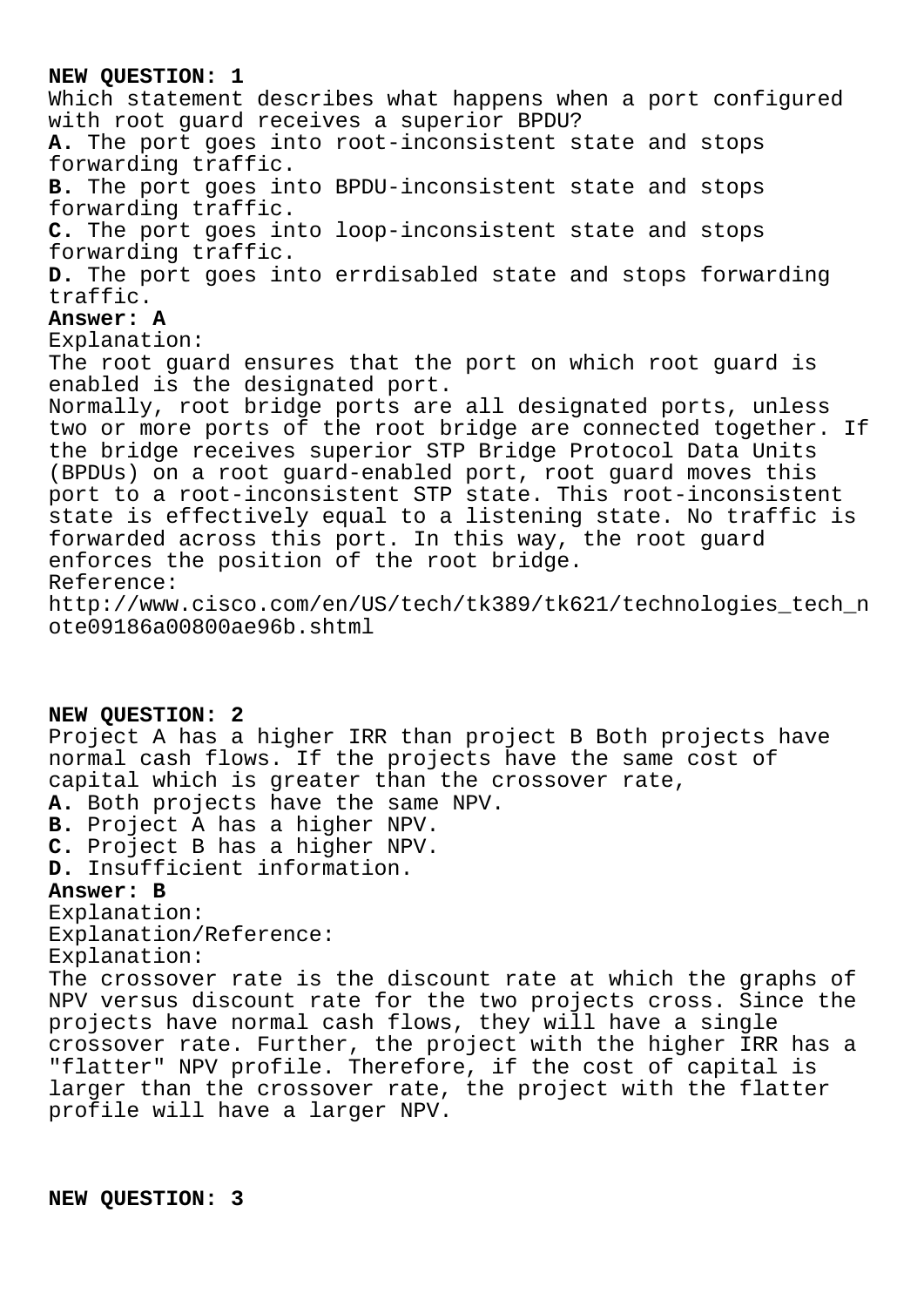**NEW QUESTION: 1**

Which statement describes what happens when a port configured with root guard receives a superior BPDU?

**A.** The port goes into root-inconsistent state and stops forwarding traffic.
**B.** The port goes into BPDU-inconsistent state and stops forwarding traffic.
**C.** The port goes into loop-inconsistent state and stops forwarding traffic.
**D.** The port goes into errdisabled state and stops forwarding traffic.

**Answer: A**

Explanation:
The root guard ensures that the port on which root guard is enabled is the designated port.
Normally, root bridge ports are all designated ports, unless two or more ports of the root bridge are connected together. If the bridge receives superior STP Bridge Protocol Data Units (BPDUs) on a root guard-enabled port, root guard moves this port to a root-inconsistent STP state. This root-inconsistent state is effectively equal to a listening state. No traffic is forwarded across this port. In this way, the root guard enforces the position of the root bridge.
Reference:
http://www.cisco.com/en/US/tech/tk389/tk621/technologies_tech_note09186a00800ae96b.shtml

**NEW QUESTION: 2**

Project A has a higher IRR than project B Both projects have normal cash flows. If the projects have the same cost of capital which is greater than the crossover rate,

**A.** Both projects have the same NPV.
**B.** Project A has a higher NPV.
**C.** Project B has a higher NPV.
**D.** Insufficient information.

**Answer: B**

Explanation:
Explanation/Reference:
Explanation:
The crossover rate is the discount rate at which the graphs of NPV versus discount rate for the two projects cross. Since the projects have normal cash flows, they will have a single crossover rate. Further, the project with the higher IRR has a "flatter" NPV profile. Therefore, if the cost of capital is larger than the crossover rate, the project with the flatter profile will have a larger NPV.

**NEW QUESTION: 3**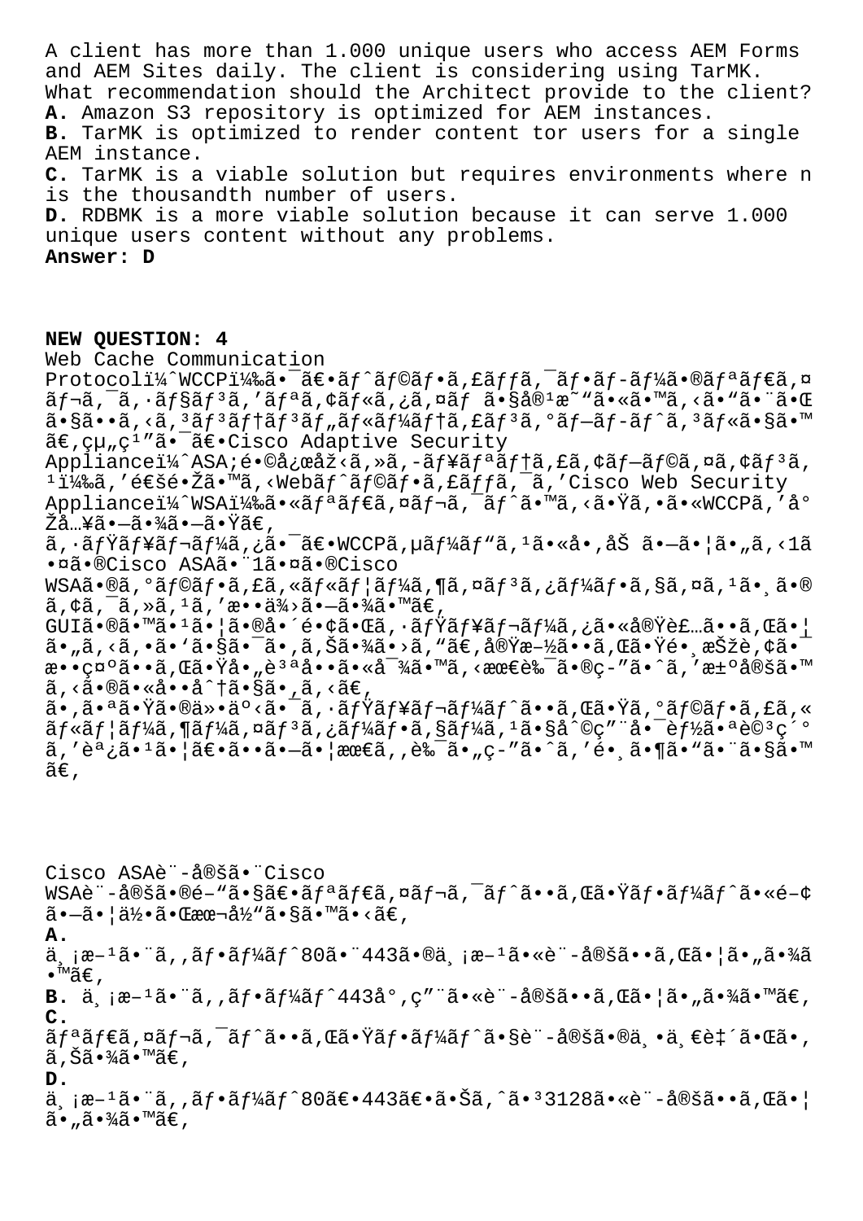A client has more than 1.000 unique users who access AEM Forms and AEM Sites daily. The client is considering using TarMK.
What recommendation should the Architect provide to the client?
**A.** Amazon S3 repository is optimized for AEM instances.
**B.** TarMK is optimized to render content tor users for a single AEM instance.
**C.** TarMK is a viable solution but requires environments where n is the thousandth number of users.
**D.** RDBMK is a more viable solution because it can serve 1.000 unique users content without any problems.
**Answer: D**

**NEW QUESTION: 4**
Web Cache Communication
Protocolï¼ˆWCCPï¼‰ã•¯ã€•ãƒˆãƒ©ãƒ•ã,£ãƒƒã,¯ãƒ•ãƒ­ãƒ¼ã•®ãƒªãƒ€ã,¤ãƒ¬ã,¯ã,·ãƒ§ãƒ³ã,'ãƒªã,¢ãƒ«ã,¿ã,¤ãƒ ã•§å®¹æ˜"ã•«ã•™ã,‹ã•"ã•¨ã•Œã•§ã••ã,‹ã,³ãƒ³ãƒ†ãƒ³ãƒ"ãƒ«ãƒ¼ãƒ†ã,£ãƒ³ã,°ãƒ—ãƒ­ãƒˆã,³ãƒ«ã•§ã•™ã€,çµ"ç¹"ã•¯ã€•Cisco Adaptive Security Applianceï¼ˆASA;é•©å¿œåž‹ã,»ã,-ãƒ¥ãƒªãƒ†ã,£ã,¢ãƒ—ãƒ©ã,¤ã,¢ãƒ³ã,¹ï¼‰ã,'通é•Žã•™ã,‹Webãƒˆãƒ©ãƒ•ã,£ãƒƒã,¯ã,'Cisco Web Security Applianceï¼ˆWSAï¼‰ã•«ãƒªãƒ€ã,¤ãƒ¬ã,¯ãƒˆã•™ã,‹ã•Ÿã,•ã•«WCCPã,'å°Žå…¥ã•—ã•¾ã•—ã•Ÿã€,
ã,·ãƒŸãƒ¥ãƒ¬ãƒ¼ã,¿ã•¯ã€•WCCPã,µãƒ¼ãƒ"ã,¹ã•«å•,åŠ ã•—ã•¦ã•"ã,‹1ã•¤ã•®Cisco ASAã•¨1ã•¤ã•®Cisco WSAã•®ã,°ãƒ©ãƒ•ã,£ã,«ãƒ«ãƒ¦ãƒ¼ã,¶ã,¤ãƒ³ã,¿ãƒ¼ãƒ•ã,§ã,¤ã,¹ã•¸ã•®ã,¢ã,¯ã,»ã,¹ã,'æ••ä¾›ã•—ã•¾ã•™ã€,
GUIã•®ã•™ã•¹ã•¦ã•®å•´é•¢ã•Œã,·ãƒŸãƒ¥ãƒ¬ãƒ¼ã,¿ã•«å®Ÿè£…ã••ã,Œã•¦ã•"ã,‹ã,•ã•'ã•§ã•¯ã•,ã,Šã•¾ã•›ã,"ã€,å®Ÿæ–½ã••ã,Œã•Ÿé•¸æŠžè,¢ã•æ••ç¤ºã••ã,Œã•Ÿå•"è³ªå••ã•«å¯¾ã•™ã,‹æœ€è‰¯ã•®ç-"ã•ˆã,'æ±ºå®šã•™ã,‹ã•®ã•«å••å^†ã•§ã•,ã,‹ã€,
ã•,ã•ªã•Ÿã•®ä»•äº‹ã•¯ã,·ãƒŸãƒ¥ãƒ¬ãƒ¼ãƒˆã••ã,Œã•Ÿã,°ãƒ©ãƒ•ã,£ã,«ãƒ«ãƒ¦ãƒ¼ã,¶ãƒ¼ã,¤ãƒ³ã,¿ãƒ¼ãƒ•ã,§ãƒ¼ã,¹ã•§å^©ç"¨å•¯èƒ½ã•ªè©³ç´°ã,'èª¿ã•¹ã•¦ã€•ã••ã•—ã•¦æœ€ã,,è‰¯ã•"ç-"ã•ˆã,'é•¸ã•¶ã•"ã•¨ã•§ã•™ã€,

Cisco ASAè¨-定㕨Cisco WSAè¨-定㕮é-"ã•§ã€•ãƒªãƒ€ã,¤ãƒ¬ã,¯ãƒˆã••ã,Œã•Ÿãƒ•ãƒ¼ãƒˆã•«é-¢ã•—ã•¦ä½•ã•Œæœ¬å½"ã•§ã•™ã•‹ã€,
**A.**
ä¸¡æ–¹ã•¨ã,,ãƒ•ãƒ¼ãƒˆ80ã•¨443ã•®ä¸¡æ–¹ã•«è¨-定ã••ã,Œã•¦ã•"ã•¾ã•™ã€,
**B.** ä¸¡æ–¹ã•¨ã,,ãƒ•ãƒ¼ãƒˆ443å°,ç"¨ã•«è¨-定ã••ã,Œã•¦ã•"ã•¾ã•™ã€,
**C.**
ãƒªãƒ€ã,¤ãƒ¬ã,¯ãƒˆã••ã,Œã•Ÿãƒ•ãƒ¼ãƒˆã•§è¨-定ã•®ä¸•ä¸€è‡´ã•Œã•,ã,Šã•¾ã•™ã€,
**D.**
ä¸¡æ–¹ã•¨ã,,ãƒ•ãƒ¼ãƒˆ80ã€•443ã€•ã•Šã,ˆã•³3128ã•«è¨-定ã••ã,Œã•¦ã•"ã•¾ã•™ã€,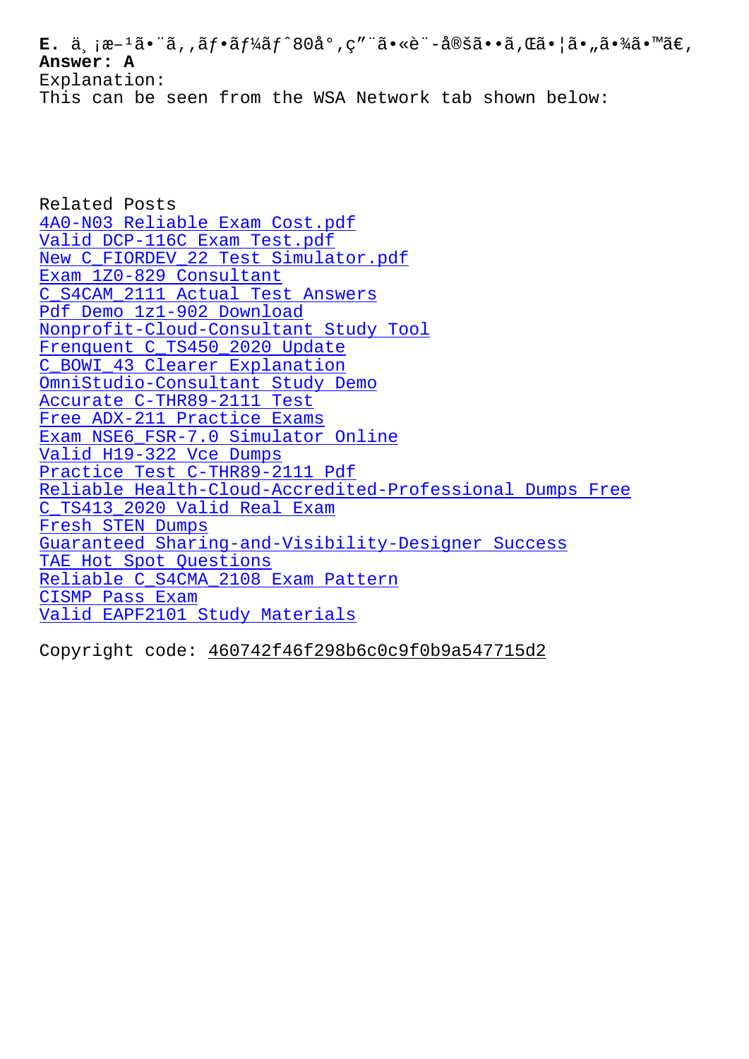**E.** ä¸¡æ–¹ã•¨ã‚‚ã‚ãƒ•ãƒ¼ãƒˆ80å°‚ç"¨ã•«è¨­å®šã••ã‚Œã•¦ã•„ã•¾ã•™ã€‚
**Answer: A**
Explanation:
This can be seen from the WSA Network tab shown below:

Related Posts
4A0-N03 Reliable Exam Cost.pdf
Valid DCP-116C Exam Test.pdf
New C_FIORDEV_22 Test Simulator.pdf
Exam 1Z0-829 Consultant
C_S4CAM_2111 Actual Test Answers
Pdf Demo 1z1-902 Download
Nonprofit-Cloud-Consultant Study Tool
Frenquent C_TS450_2020 Update
C_BOWI_43 Clearer Explanation
OmniStudio-Consultant Study Demo
Accurate C-THR89-2111 Test
Free ADX-211 Practice Exams
Exam NSE6_FSR-7.0 Simulator Online
Valid H19-322 Vce Dumps
Practice Test C-THR89-2111 Pdf
Reliable Health-Cloud-Accredited-Professional Dumps Free
C_TS413_2020 Valid Real Exam
Fresh STEN Dumps
Guaranteed Sharing-and-Visibility-Designer Success
TAE Hot Spot Questions
Reliable C_S4CMA_2108 Exam Pattern
CISMP Pass Exam
Valid EAPF2101 Study Materials

Copyright code: 460742f46f298b6c0c9f0b9a547715d2